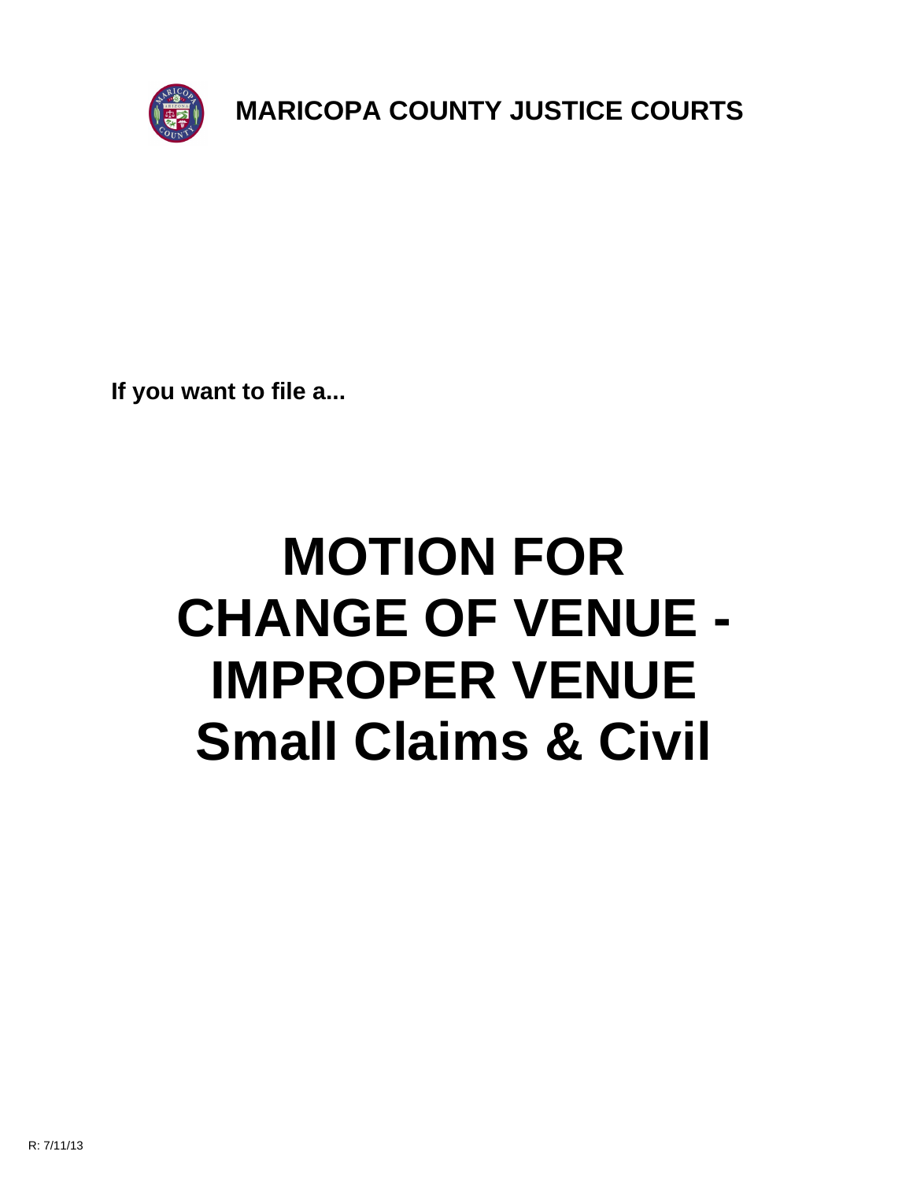**MARICOPA COUNTY JUSTICE COURTS**

**If you want to file a...**

# MOTION FOR CHANGE OF VENUE - IMPROPER VENUE
# Small Claims & Civil

R: 7/11/13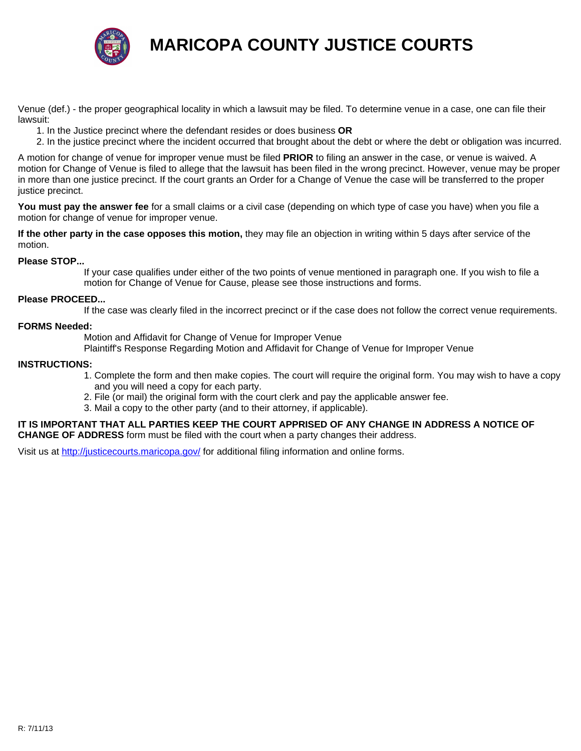# MARICOPA COUNTY JUSTICE COURTS

Venue (def.) - the proper geographical locality in which a lawsuit may be filed. To determine venue in a case, one can file their lawsuit:

1. In the Justice precinct where the defendant resides or does business **OR**
2. In the justice precinct where the incident occurred that brought about the debt or where the debt or obligation was incurred.

A motion for change of venue for improper venue must be filed **PRIOR** to filing an answer in the case, or venue is waived. A motion for Change of Venue is filed to allege that the lawsuit has been filed in the wrong precinct. However, venue may be proper in more than one justice precinct. If the court grants an Order for a Change of Venue the case will be transferred to the proper justice precinct.

**You must pay the answer fee** for a small claims or a civil case (depending on which type of case you have) when you file a motion for change of venue for improper venue.

**If the other party in the case opposes this motion,** they may file an objection in writing within 5 days after service of the motion.

**Please STOP...**

If your case qualifies under either of the two points of venue mentioned in paragraph one. If you wish to file a motion for Change of Venue for Cause, please see those instructions and forms.

**Please PROCEED...**

If the case was clearly filed in the incorrect precinct or if the case does not follow the correct venue requirements.

**FORMS Needed:**

Motion and Affidavit for Change of Venue for Improper Venue
Plaintiff's Response Regarding Motion and Affidavit for Change of Venue for Improper Venue

**INSTRUCTIONS:**

1. Complete the form and then make copies. The court will require the original form. You may wish to have a copy and you will need a copy for each party.
2. File (or mail) the original form with the court clerk and pay the applicable answer fee.
3. Mail a copy to the other party (and to their attorney, if applicable).

**IT IS IMPORTANT THAT ALL PARTIES KEEP THE COURT APPRISED OF ANY CHANGE IN ADDRESS A NOTICE OF CHANGE OF ADDRESS** form must be filed with the court when a party changes their address.

Visit us at http://justicecourts.maricopa.gov/ for additional filing information and online forms.

R: 7/11/13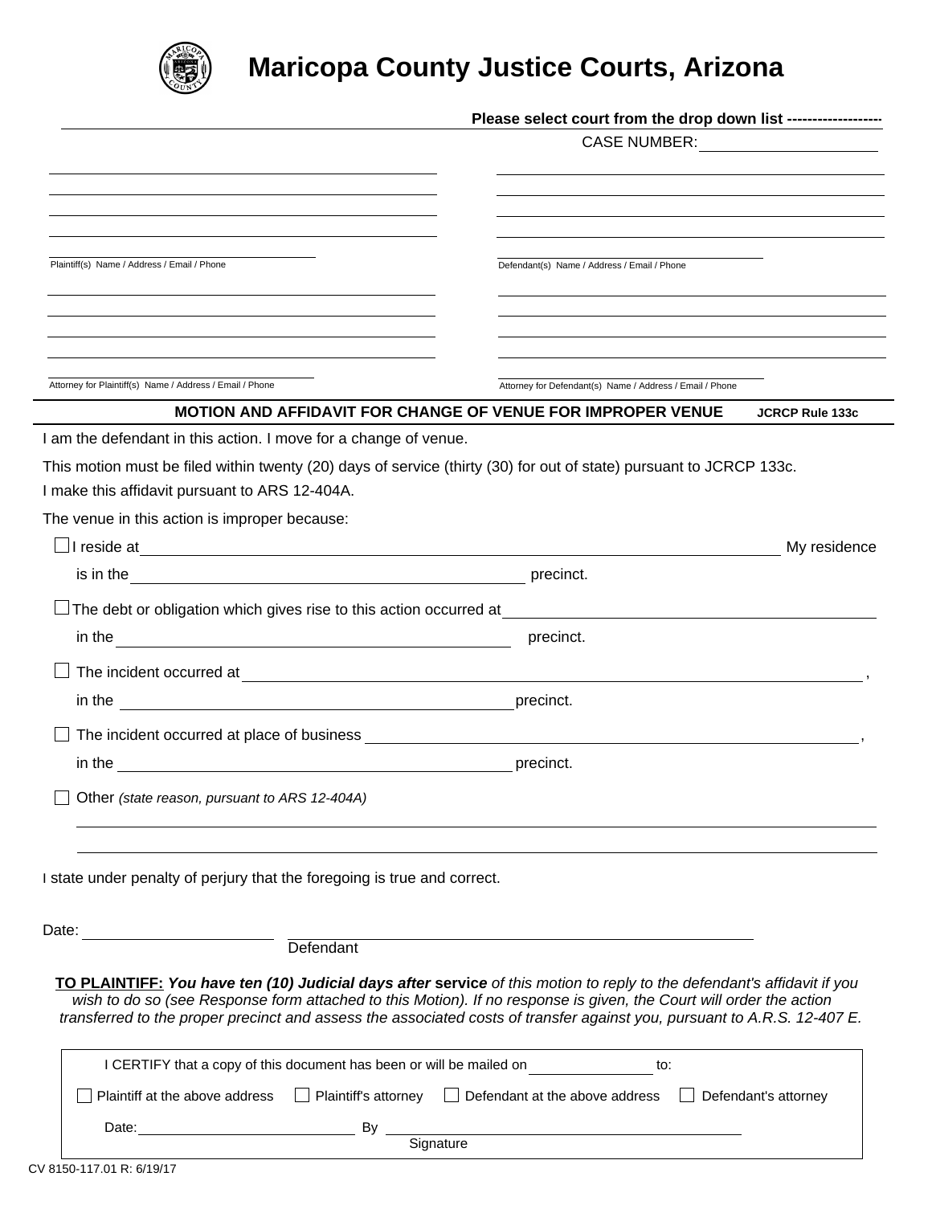# Maricopa County Justice Courts, Arizona

**Please select court from the drop down list ------------------**

CASE NUMBER: ____________________

| Plaintiff(s) Name / Address / Email / Phone | Defendant(s) Name / Address / Email / Phone |
|---|---|
| Attorney for Plaintiff(s) Name / Address / Email / Phone | Attorney for Defendant(s) Name / Address / Email / Phone |

## MOTION AND AFFIDAVIT FOR CHANGE OF VENUE FOR IMPROPER VENUE

**JCRCP Rule 133c**

I am the defendant in this action. I move for a change of venue.

This motion must be filed within twenty (20) days of service (thirty (30) for out of state) pursuant to JCRCP 133c.

I make this affidavit pursuant to ARS 12-404A.

The venue in this action is improper because:

- ☐ I reside at ____________________ My residence is in the ____________________ precinct.
- ☐ The debt or obligation which gives rise to this action occurred at ____________________ in the ____________________ precinct.
- ☐ The incident occurred at ____________________, in the ____________________ precinct.
- ☐ The incident occurred at place of business ____________________, in the ____________________ precinct.
- ☐ Other *(state reason, pursuant to ARS 12-404A)*

____________________

____________________

I state under penalty of perjury that the foregoing is true and correct.

Date: ____________________ ____________________
Defendant

**TO PLAINTIFF:** ***You have ten (10) Judicial days after*** **service** *of this motion to reply to the defendant's affidavit if you wish to do so (see Response form attached to this Motion). If no response is given, the Court will order the action transferred to the proper precinct and assess the associated costs of transfer against you, pursuant to A.R.S. 12-407 E.*

I CERTIFY that a copy of this document has been or will be mailed on ____________ to:

☐ Plaintiff at the above address ☐ Plaintiff's attorney ☐ Defendant at the above address ☐ Defendant's attorney

Date: ____________________ By ____________________
Signature

CV 8150-117.01 R: 6/19/17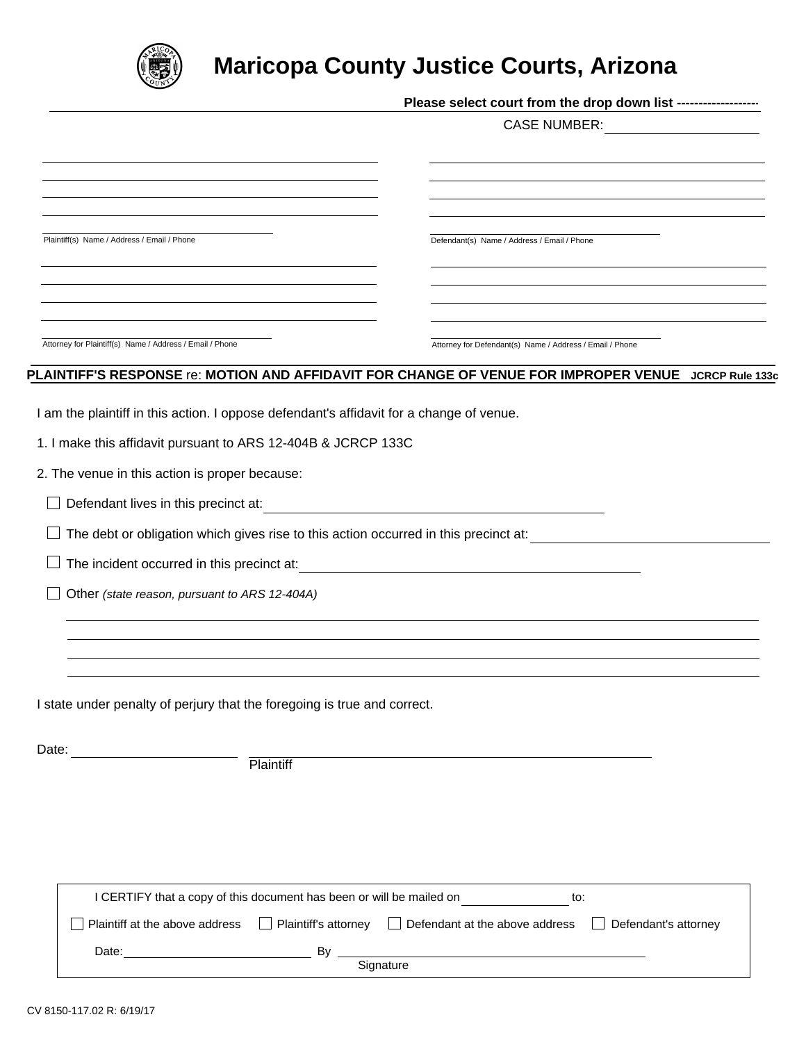# Maricopa County Justice Courts, Arizona

**Please select court from the drop down list ------------------**

CASE NUMBER: \_\_\_\_\_\_\_\_\_\_\_\_\_\_\_\_\_\_\_\_

Plaintiff(s) Name / Address / Email / Phone

Defendant(s) Name / Address / Email / Phone

Attorney for Plaintiff(s) Name / Address / Email / Phone

Attorney for Defendant(s) Name / Address / Email / Phone

**PLAINTIFF'S RESPONSE** re: **MOTION AND AFFIDAVIT FOR CHANGE OF VENUE FOR IMPROPER VENUE** **JCRCP Rule 133c**

I am the plaintiff in this action. I oppose defendant's affidavit for a change of venue.

1. I make this affidavit pursuant to ARS 12-404B & JCRCP 133C

2. The venue in this action is proper because:

- ☐ Defendant lives in this precinct at: \_\_\_\_\_\_\_\_\_\_\_\_\_\_\_\_\_\_\_\_
- ☐ The debt or obligation which gives rise to this action occurred in this precinct at: \_\_\_\_\_\_\_\_\_\_\_\_\_\_\_\_\_\_\_\_
- ☐ The incident occurred in this precinct at: \_\_\_\_\_\_\_\_\_\_\_\_\_\_\_\_\_\_\_\_
- ☐ Other *(state reason, pursuant to ARS 12-404A)*

I state under penalty of perjury that the foregoing is true and correct.

Date: \_\_\_\_\_\_\_\_\_\_\_\_\_\_\_\_\_\_\_\_ \_\_\_\_\_\_\_\_\_\_\_\_\_\_\_\_\_\_\_\_\_\_\_\_\_\_\_\_\_\_
Plaintiff

I CERTIFY that a copy of this document has been or will be mailed on \_\_\_\_\_\_\_\_\_\_\_\_\_\_ to:

☐ Plaintiff at the above address ☐ Plaintiff's attorney ☐ Defendant at the above address ☐ Defendant's attorney

Date: \_\_\_\_\_\_\_\_\_\_\_\_\_\_\_\_\_\_\_\_ By \_\_\_\_\_\_\_\_\_\_\_\_\_\_\_\_\_\_\_\_\_\_\_\_\_\_\_\_\_\_
Signature

CV 8150-117.02 R: 6/19/17